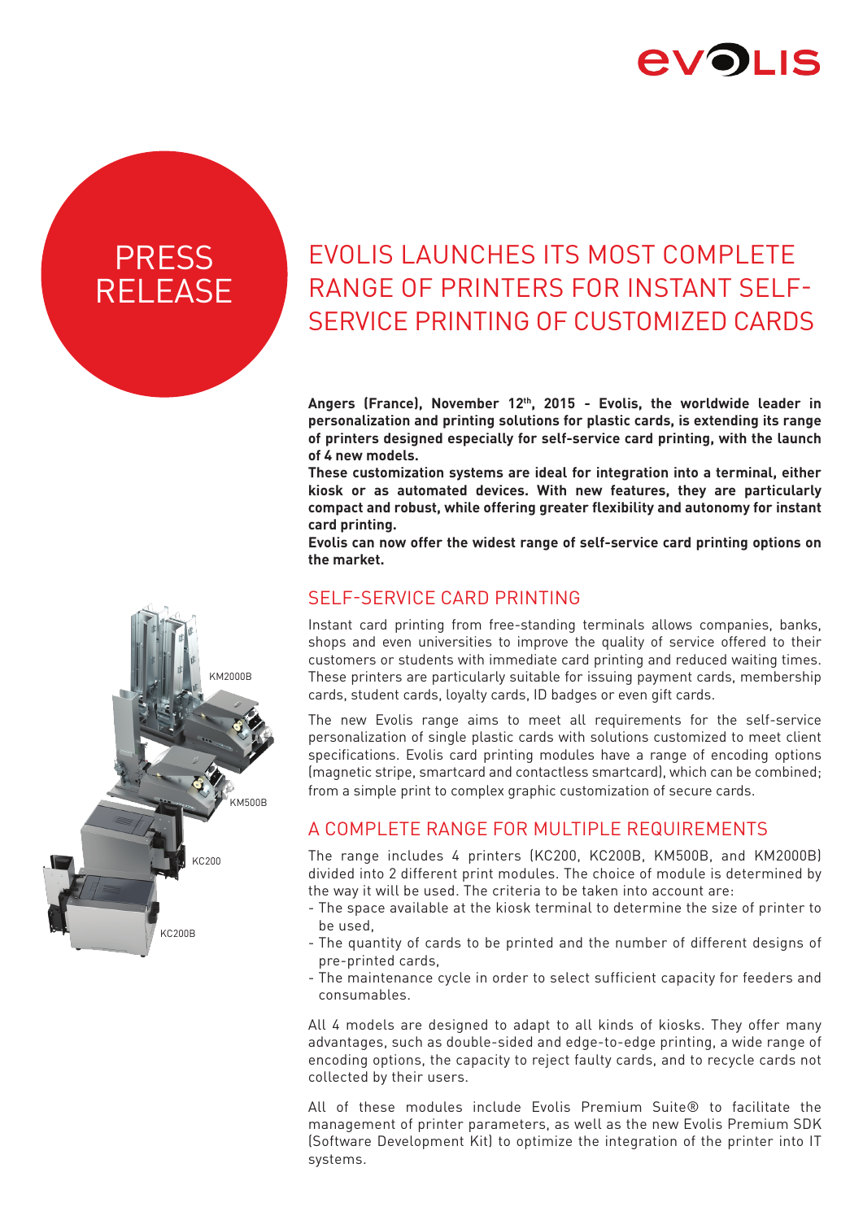PRESS RELEASE

# EVOLIS LAUNCHES ITS MOST COMPLETE RANGE OF PRINTERS FOR INSTANT SELF-SERVICE PRINTING OF CUSTOMIZED CARDS

**Angers (France), November 12th, 2015 - Evolis, the worldwide leader in personalization and printing solutions for plastic cards, is extending its range of printers designed especially for self-service card printing, with the launch of 4 new models.**

**These customization systems are ideal for integration into a terminal, either kiosk or as automated devices. With new features, they are particularly compact and robust, while offering greater flexibility and autonomy for instant card printing.**

**Evolis can now offer the widest range of self-service card printing options on the market.**

## SELF-SERVICE CARD PRINTING

Instant card printing from free-standing terminals allows companies, banks, shops and even universities to improve the quality of service offered to their customers or students with immediate card printing and reduced waiting times. These printers are particularly suitable for issuing payment cards, membership cards, student cards, loyalty cards, ID badges or even gift cards.

The new Evolis range aims to meet all requirements for the self-service personalization of single plastic cards with solutions customized to meet client specifications. Evolis card printing modules have a range of encoding options (magnetic stripe, smartcard and contactless smartcard), which can be combined; from a simple print to complex graphic customization of secure cards.

## A COMPLETE RANGE FOR MULTIPLE REQUIREMENTS

The range includes 4 printers (KC200, KC200B, KM500B, and KM2000B) divided into 2 different print modules. The choice of module is determined by the way it will be used. The criteria to be taken into account are:

- The space available at the kiosk terminal to determine the size of printer to be used,
- The quantity of cards to be printed and the number of different designs of pre-printed cards,
- The maintenance cycle in order to select sufficient capacity for feeders and consumables.

All 4 models are designed to adapt to all kinds of kiosks. They offer many advantages, such as double-sided and edge-to-edge printing, a wide range of encoding options, the capacity to reject faulty cards, and to recycle cards not collected by their users.

All of these modules include Evolis Premium Suite® to facilitate the management of printer parameters, as well as the new Evolis Premium SDK (Software Development Kit) to optimize the integration of the printer into IT systems.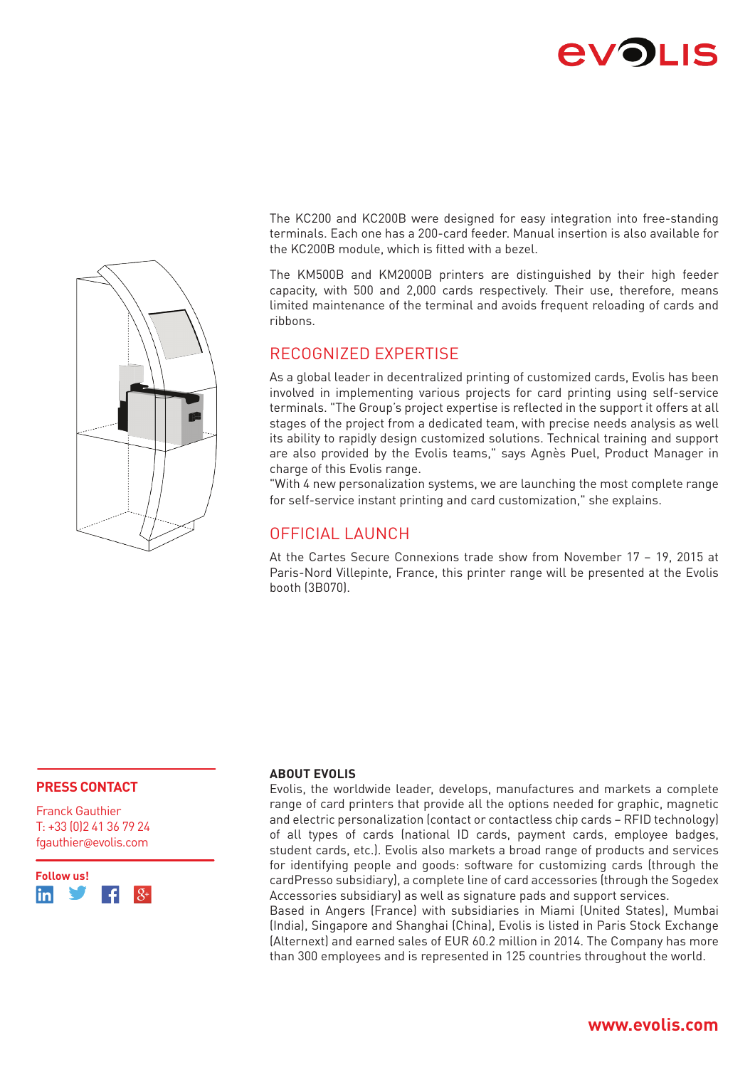The KC200 and KC200B were designed for easy integration into free-standing terminals. Each one has a 200-card feeder. Manual insertion is also available for the KC200B module, which is fitted with a bezel.

The KM500B and KM2000B printers are distinguished by their high feeder capacity, with 500 and 2,000 cards respectively. Their use, therefore, means limited maintenance of the terminal and avoids frequent reloading of cards and ribbons.

## RECOGNIZED EXPERTISE

As a global leader in decentralized printing of customized cards, Evolis has been involved in implementing various projects for card printing using self-service terminals. "The Group's project expertise is reflected in the support it offers at all stages of the project from a dedicated team, with precise needs analysis as well its ability to rapidly design customized solutions. Technical training and support are also provided by the Evolis teams," says Agnès Puel, Product Manager in charge of this Evolis range.
"With 4 new personalization systems, we are launching the most complete range for self-service instant printing and card customization," she explains.

## OFFICIAL LAUNCH

At the Cartes Secure Connexions trade show from November 17 – 19, 2015 at Paris-Nord Villepinte, France, this printer range will be presented at the Evolis booth (3B070).

**PRESS CONTACT**

Franck Gauthier
T: +33 (0)2 41 36 79 24
fgauthier@evolis.com

**Follow us!**

**ABOUT EVOLIS**

Evolis, the worldwide leader, develops, manufactures and markets a complete range of card printers that provide all the options needed for graphic, magnetic and electric personalization (contact or contactless chip cards – RFID technology) of all types of cards (national ID cards, payment cards, employee badges, student cards, etc.). Evolis also markets a broad range of products and services for identifying people and goods: software for customizing cards (through the cardPresso subsidiary), a complete line of card accessories (through the Sogedex Accessories subsidiary) as well as signature pads and support services.
Based in Angers (France) with subsidiaries in Miami (United States), Mumbai (India), Singapore and Shanghai (China), Evolis is listed in Paris Stock Exchange (Alternext) and earned sales of EUR 60.2 million in 2014. The Company has more than 300 employees and is represented in 125 countries throughout the world.

**www.evolis.com**